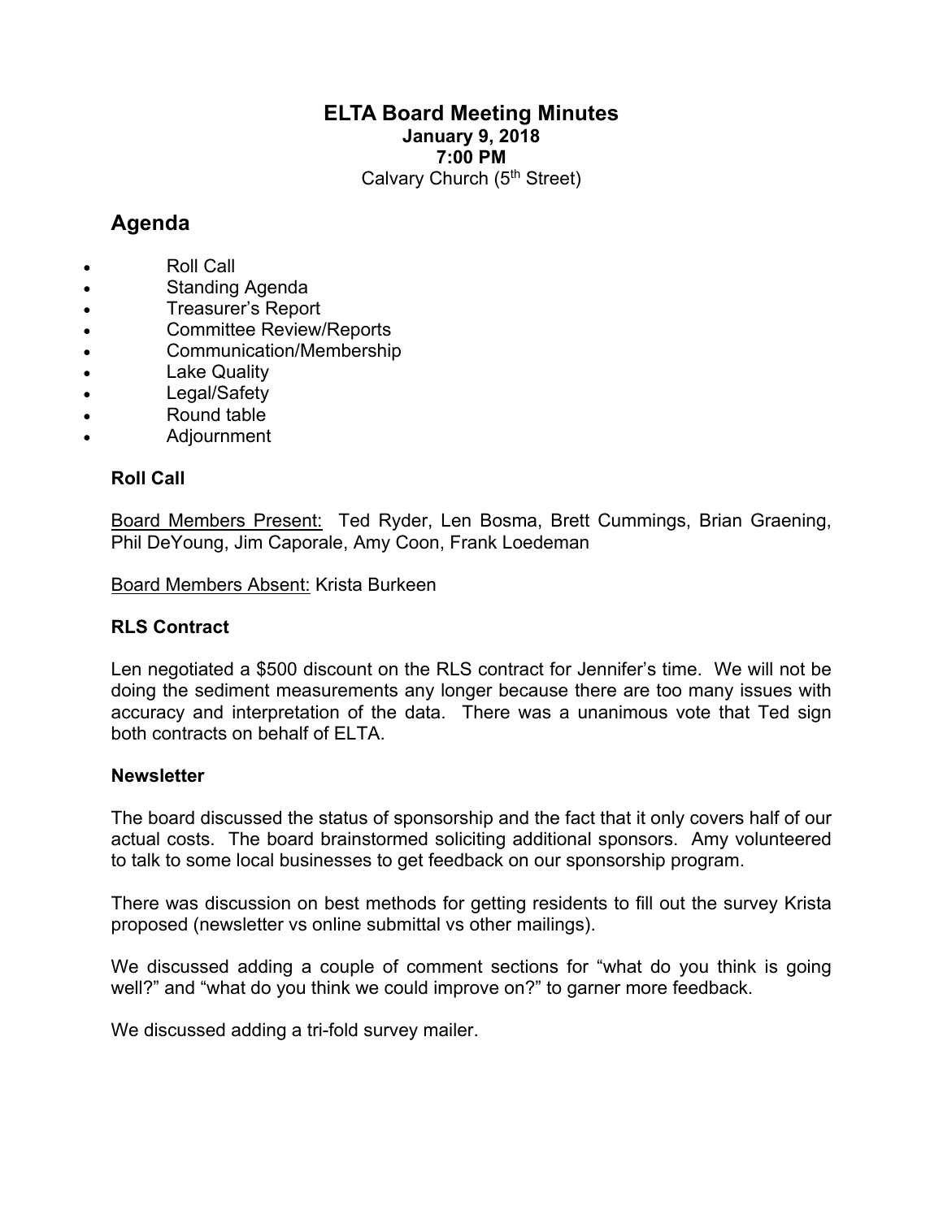# ELTA Board Meeting Minutes

**January 9, 2018**
**7:00 PM**
Calvary Church (5th Street)

## Agenda

- Roll Call
- Standing Agenda
- Treasurer's Report
- Committee Review/Reports
- Communication/Membership
- Lake Quality
- Legal/Safety
- Round table
- Adjournment

### Roll Call

Board Members Present: Ted Ryder, Len Bosma, Brett Cummings, Brian Graening, Phil DeYoung, Jim Caporale, Amy Coon, Frank Loedeman

Board Members Absent: Krista Burkeen

### RLS Contract

Len negotiated a $500 discount on the RLS contract for Jennifer's time. We will not be doing the sediment measurements any longer because there are too many issues with accuracy and interpretation of the data. There was a unanimous vote that Ted sign both contracts on behalf of ELTA.

### Newsletter

The board discussed the status of sponsorship and the fact that it only covers half of our actual costs. The board brainstormed soliciting additional sponsors. Amy volunteered to talk to some local businesses to get feedback on our sponsorship program.

There was discussion on best methods for getting residents to fill out the survey Krista proposed (newsletter vs online submittal vs other mailings).

We discussed adding a couple of comment sections for "what do you think is going well?" and "what do you think we could improve on?" to garner more feedback.

We discussed adding a tri-fold survey mailer.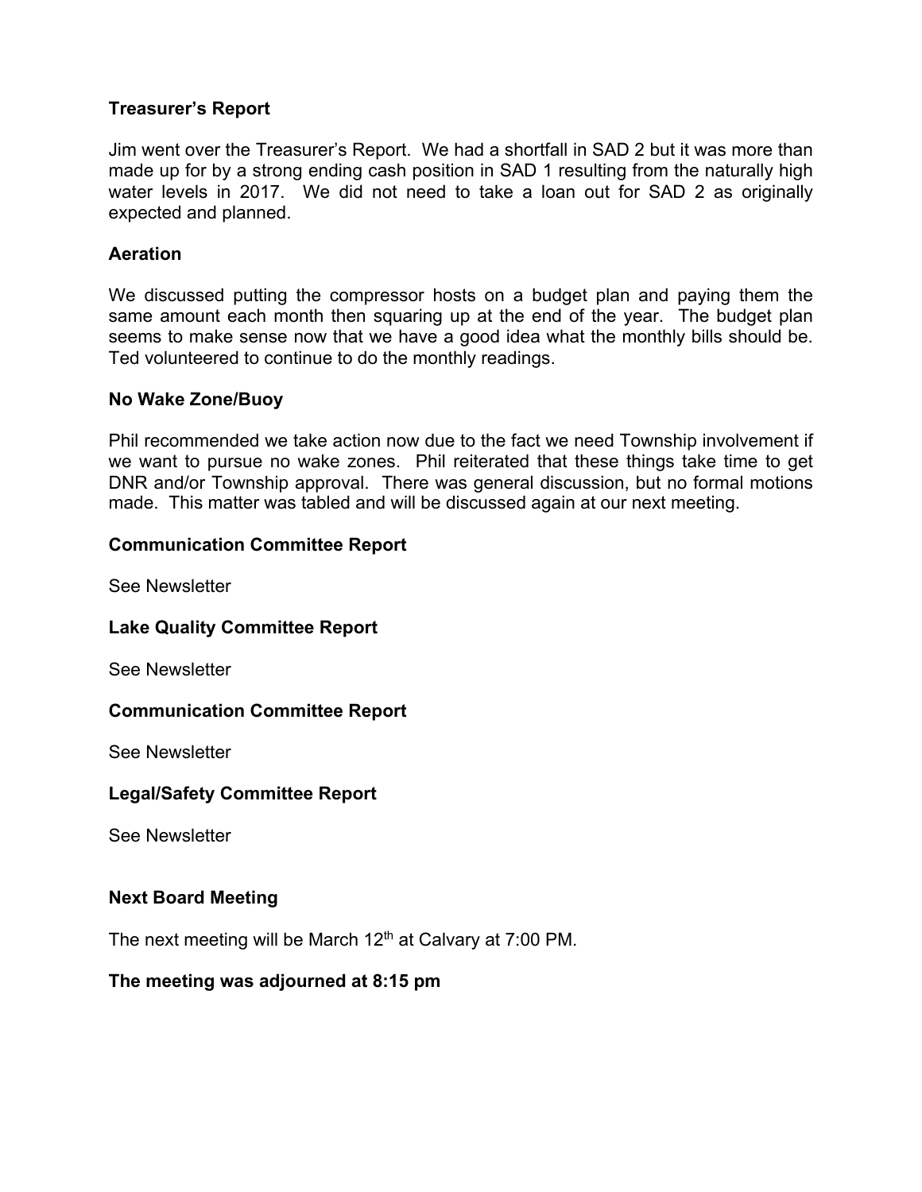**Treasurer's Report**

Jim went over the Treasurer's Report. We had a shortfall in SAD 2 but it was more than made up for by a strong ending cash position in SAD 1 resulting from the naturally high water levels in 2017. We did not need to take a loan out for SAD 2 as originally expected and planned.

**Aeration**

We discussed putting the compressor hosts on a budget plan and paying them the same amount each month then squaring up at the end of the year. The budget plan seems to make sense now that we have a good idea what the monthly bills should be. Ted volunteered to continue to do the monthly readings.

**No Wake Zone/Buoy**

Phil recommended we take action now due to the fact we need Township involvement if we want to pursue no wake zones. Phil reiterated that these things take time to get DNR and/or Township approval. There was general discussion, but no formal motions made. This matter was tabled and will be discussed again at our next meeting.

**Communication Committee Report**

See Newsletter

**Lake Quality Committee Report**

See Newsletter

**Communication Committee Report**

See Newsletter

**Legal/Safety Committee Report**

See Newsletter

**Next Board Meeting**

The next meeting will be March 12th at Calvary at 7:00 PM.

**The meeting was adjourned at 8:15 pm**